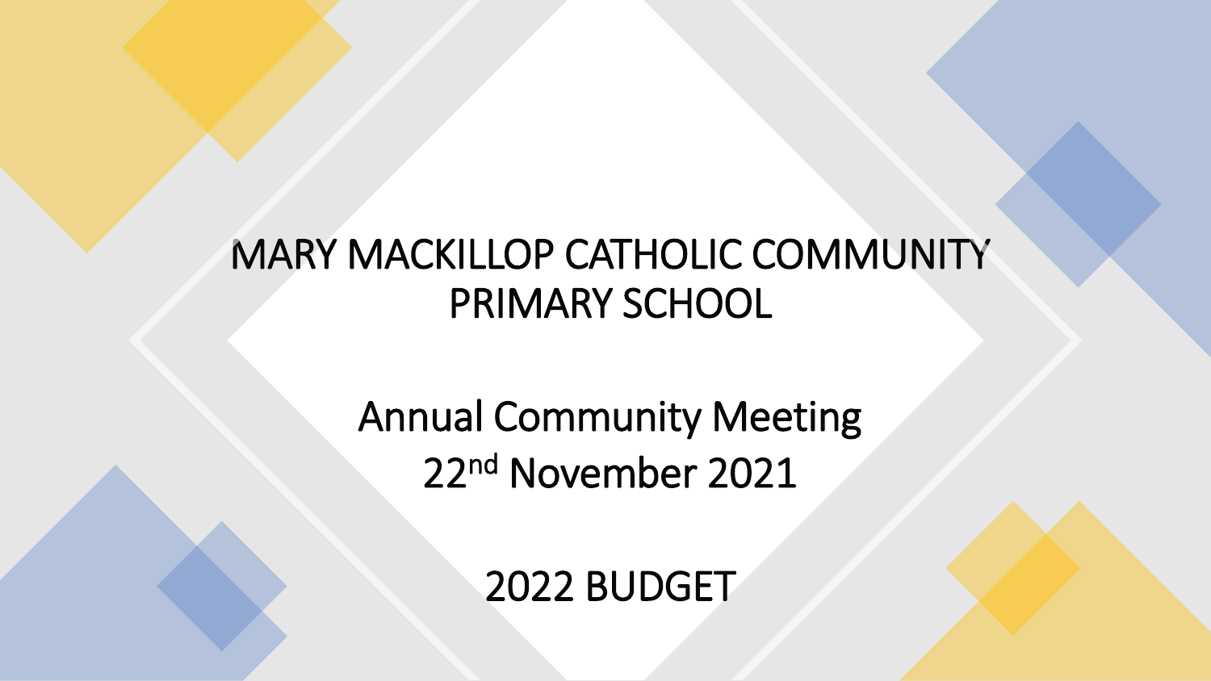# MARY MACKILLOP CATHOLIC COMMUNITY PRIMARY SCHOOL

## Annual Community Meeting
## 22nd November 2021

## 2022 BUDGET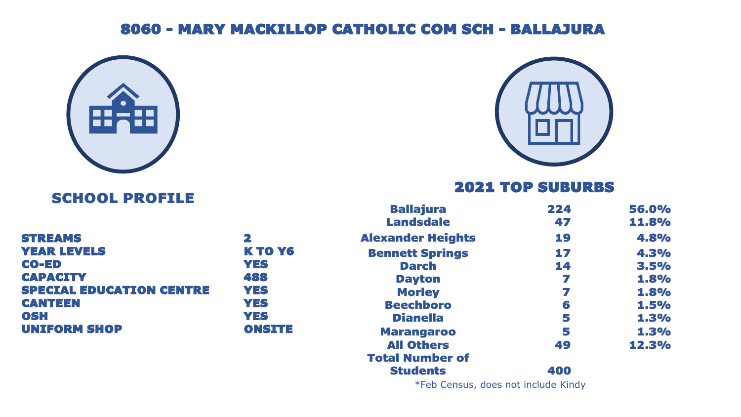# 8060 - MARY MACKILLOP CATHOLIC COM SCH - BALLAJURA

## SCHOOL PROFILE

| | |
|---|---|
| STREAMS | 2 |
| YEAR LEVELS | K TO Y6 |
| CO-ED | YES |
| CAPACITY | 488 |
| SPECIAL EDUCATION CENTRE | YES |
| CANTEEN | YES |
| OSH | YES |
| UNIFORM SHOP | ONSITE |

## 2021 TOP SUBURBS

| | | |
|---|---|---|
| Ballajura | 224 | 56.0% |
| Landsdale | 47 | 11.8% |
| Alexander Heights | 19 | 4.8% |
| Bennett Springs | 17 | 4.3% |
| Darch | 14 | 3.5% |
| Dayton | 7 | 1.8% |
| Morley | 7 | 1.8% |
| Beechboro | 6 | 1.5% |
| Dianella | 5 | 1.3% |
| Marangaroo | 5 | 1.3% |
| All Others | 49 | 12.3% |
| Total Number of Students | 400 | |

*Feb Census, does not include Kindy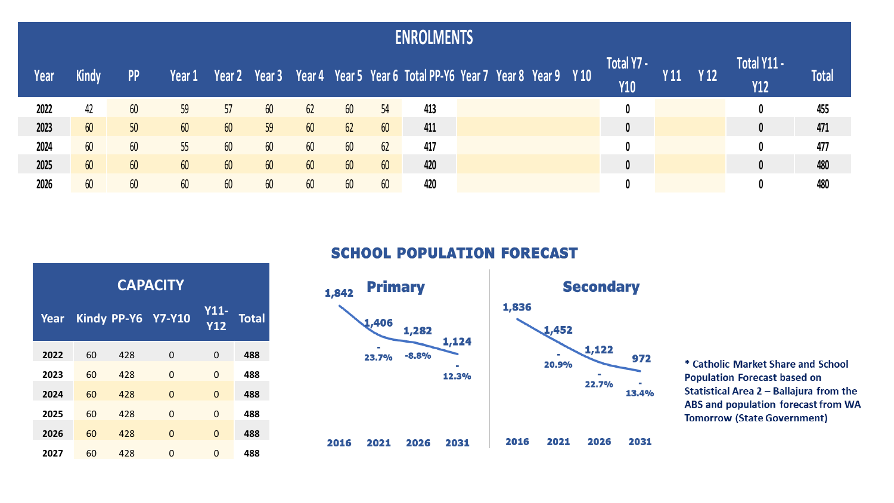## ENROLMENTS

| Year | Kindy | PP | Year 1 | Year 2 | Year 3 | Year 4 | Year 5 | Year 6 | Total PP-Y6 | Year 7 | Year 8 | Year 9 | Y 10 | Total Y7 - Y10 | Y 11 | Y 12 | Total Y11 - Y12 | Total |
|---|---|---|---|---|---|---|---|---|---|---|---|---|---|---|---|---|---|---|
| 2022 | 42 | 60 | 59 | 57 | 60 | 62 | 60 | 54 | 413 | | | | | 0 | | | 0 | 455 |
| 2023 | 60 | 50 | 60 | 60 | 59 | 60 | 62 | 60 | 411 | | | | | 0 | | | 0 | 471 |
| 2024 | 60 | 60 | 55 | 60 | 60 | 60 | 60 | 62 | 417 | | | | | 0 | | | 0 | 477 |
| 2025 | 60 | 60 | 60 | 60 | 60 | 60 | 60 | 60 | 420 | | | | | 0 | | | 0 | 480 |
| 2026 | 60 | 60 | 60 | 60 | 60 | 60 | 60 | 60 | 420 | | | | | 0 | | | 0 | 480 |

## CAPACITY

| Year | Kindy | PP-Y6 | Y7-Y10 | Y11-Y12 | Total |
|---|---|---|---|---|---|
| 2022 | 60 | 428 | 0 | 0 | 488 |
| 2023 | 60 | 428 | 0 | 0 | 488 |
| 2024 | 60 | 428 | 0 | 0 | 488 |
| 2025 | 60 | 428 | 0 | 0 | 488 |
| 2026 | 60 | 428 | 0 | 0 | 488 |
| 2027 | 60 | 428 | 0 | 0 | 488 |

## SCHOOL POPULATION FORECAST

### Primary

| | 2016 | 2021 | 2026 | 2031 |
|---|---|---|---|---|
| Population | 1,842 | 1,406 | 1,282 | 1,124 |
| Change | | -23.7% | -8.8% | -12.3% |

### Secondary

| | 2016 | 2021 | 2026 | 2031 |
|---|---|---|---|---|
| Population | 1,836 | 1,452 | 1,122 | 972 |
| Change | | -20.9% | -22.7% | -13.4% |

**\* Catholic Market Share and School Population Forecast based on Statistical Area 2 – Ballajura from the ABS and population forecast from WA Tomorrow (State Government)**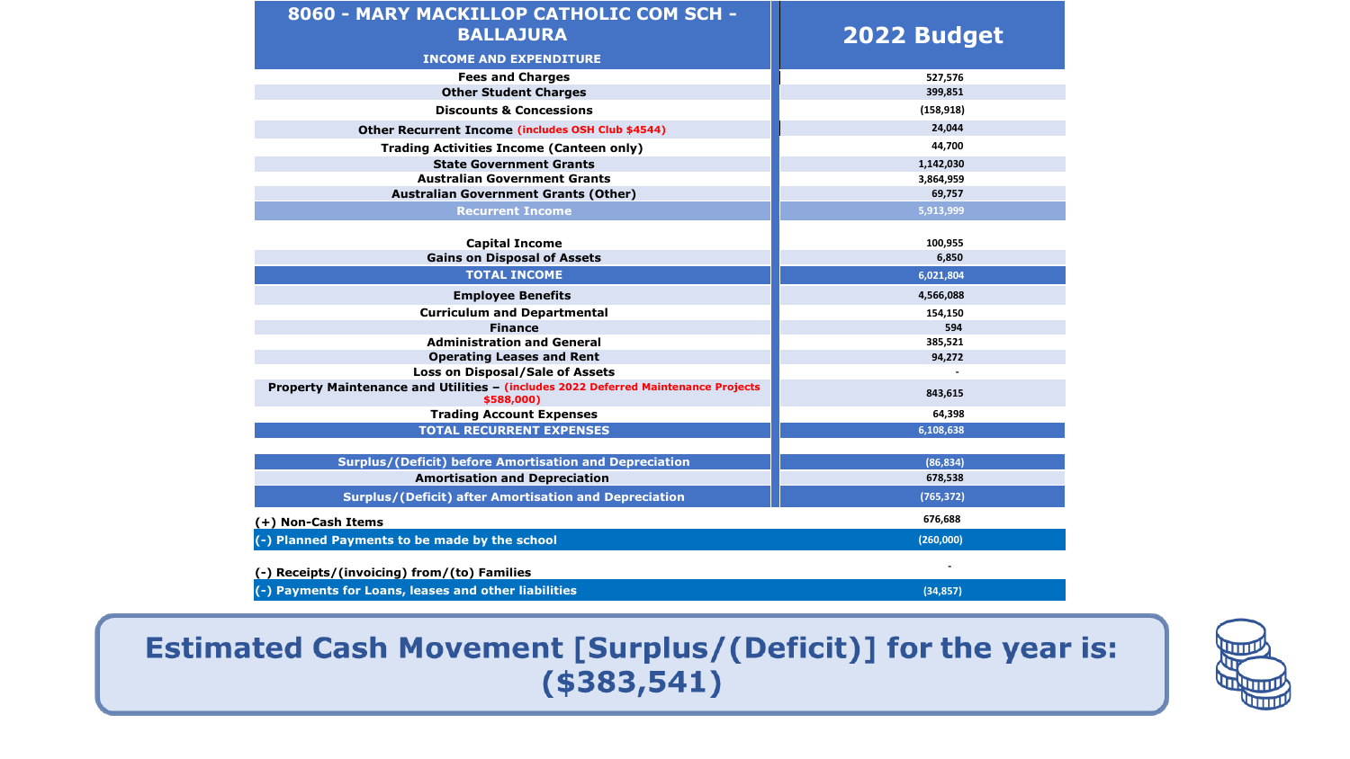| 8060 - MARY MACKILLOP CATHOLIC COM SCH - BALLAJURA INCOME AND EXPENDITURE | 2022 Budget |
| --- | --- |
| Fees and Charges | 527,576 |
| Other Student Charges | 399,851 |
| Discounts & Concessions | (158,918) |
| Other Recurrent Income (includes OSH Club $4544) | 24,044 |
| Trading Activities Income (Canteen only) | 44,700 |
| State Government Grants | 1,142,030 |
| Australian Government Grants | 3,864,959 |
| Australian Government Grants (Other) | 69,757 |
| **Recurrent Income** | **5,913,999** |
| | |
| Capital Income | 100,955 |
| Gains on Disposal of Assets | 6,850 |
| **TOTAL INCOME** | **6,021,804** |
| Employee Benefits | 4,566,088 |
| Curriculum and Departmental | 154,150 |
| Finance | 594 |
| Administration and General | 385,521 |
| Operating Leases and Rent | 94,272 |
| Loss on Disposal/Sale of Assets | - |
| Property Maintenance and Utilities – (includes 2022 Deferred Maintenance Projects $588,000) | 843,615 |
| Trading Account Expenses | 64,398 |
| **TOTAL RECURRENT EXPENSES** | **6,108,638** |
| | |
| **Surplus/(Deficit) before Amortisation and Depreciation** | **(86,834)** |
| Amortisation and Depreciation | 678,538 |
| **Surplus/(Deficit) after Amortisation and Depreciation** | **(765,372)** |
| (+) Non-Cash Items | 676,688 |
| (-) Planned Payments to be made by the school | (260,000) |
| (-) Receipts/(invoicing) from/(to) Families | - |
| (-) Payments for Loans, leases and other liabilities | (34,857) |

**Estimated Cash Movement [Surplus/(Deficit)] for the year is: ($383,541)**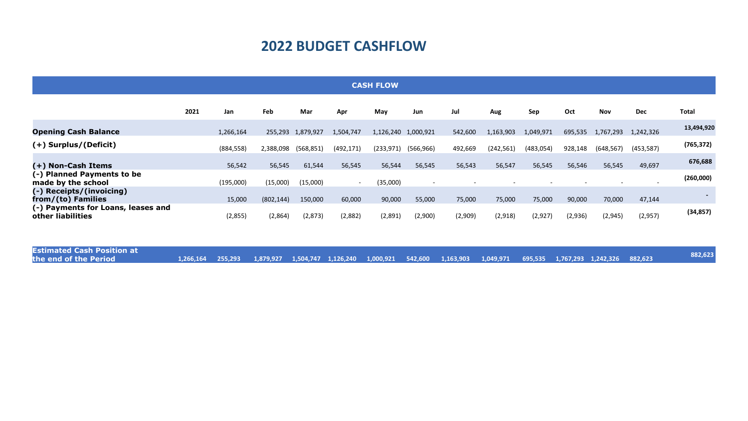# 2022 BUDGET CASHFLOW

| CASH FLOW | | | | | | | | | | | | | | |
|---|---|---|---|---|---|---|---|---|---|---|---|---|---|---|
| | 2021 | Jan | Feb | Mar | Apr | May | Jun | Jul | Aug | Sep | Oct | Nov | Dec | Total |
| **Opening Cash Balance** | | 1,266,164 | 255,293 | 1,879,927 | 1,504,747 | 1,126,240 | 1,000,921 | 542,600 | 1,163,903 | 1,049,971 | 695,535 | 1,767,293 | 1,242,326 | **13,494,920** |
| **(+) Surplus/(Deficit)** | | (884,558) | 2,388,098 | (568,851) | (492,171) | (233,971) | (566,966) | 492,669 | (242,561) | (483,054) | 928,148 | (648,567) | (453,587) | **(765,372)** |
| **(+) Non-Cash Items** | | 56,542 | 56,545 | 61,544 | 56,545 | 56,544 | 56,545 | 56,543 | 56,547 | 56,545 | 56,546 | 56,545 | 49,697 | **676,688** |
| **(-) Planned Payments to be made by the school** | | (195,000) | (15,000) | (15,000) | - | (35,000) | - | - | - | - | - | - | - | **(260,000)** |
| **(-) Receipts/(invoicing) from/(to) Families** | | 15,000 | (802,144) | 150,000 | 60,000 | 90,000 | 55,000 | 75,000 | 75,000 | 75,000 | 90,000 | 70,000 | 47,144 | **-** |
| **(-) Payments for Loans, leases and other liabilities** | | (2,855) | (2,864) | (2,873) | (2,882) | (2,891) | (2,900) | (2,909) | (2,918) | (2,927) | (2,936) | (2,945) | (2,957) | **(34,857)** |
| **Estimated Cash Position at the end of the Period** | **1,266,164** | **255,293** | **1,879,927** | **1,504,747** | **1,126,240** | **1,000,921** | **542,600** | **1,163,903** | **1,049,971** | **695,535** | **1,767,293** | **1,242,326** | **882,623** | **882,623** |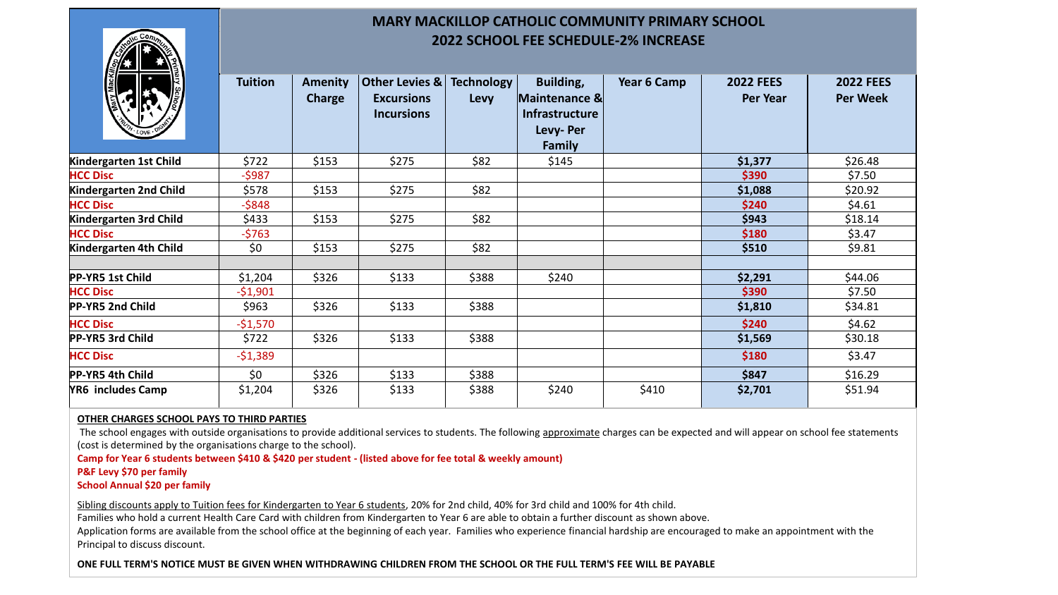# MARY MACKILLOP CATHOLIC COMMUNITY PRIMARY SCHOOL
## 2022 SCHOOL FEE SCHEDULE-2% INCREASE

| | Tuition | Amenity Charge | Other Levies & Excursions Incursions | Technology Levy | Building, Maintenance & Infrastructure Levy- Per Family | Year 6 Camp | 2022 FEES Per Year | 2022 FEES Per Week |
|---|---|---|---|---|---|---|---|---|
| Kindergarten 1st Child | $722 | $153 | $275 | $82 | $145 | | $1,377 | $26.48 |
| HCC Disc | -$987 | | | | | | $390 | $7.50 |
| Kindergarten 2nd Child | $578 | $153 | $275 | $82 | | | $1,088 | $20.92 |
| HCC Disc | -$848 | | | | | | $240 | $4.61 |
| Kindergarten 3rd Child | $433 | $153 | $275 | $82 | | | $943 | $18.14 |
| HCC Disc | -$763 | | | | | | $180 | $3.47 |
| Kindergarten 4th Child | $0 | $153 | $275 | $82 | | | $510 | $9.81 |
| | | | | | | | | |
| PP-YR5 1st Child | $1,204 | $326 | $133 | $388 | $240 | | $2,291 | $44.06 |
| HCC Disc | -$1,901 | | | | | | $390 | $7.50 |
| PP-YR5 2nd Child | $963 | $326 | $133 | $388 | | | $1,810 | $34.81 |
| HCC Disc | -$1,570 | | | | | | $240 | $4.62 |
| PP-YR5 3rd Child | $722 | $326 | $133 | $388 | | | $1,569 | $30.18 |
| HCC Disc | -$1,389 | | | | | | $180 | $3.47 |
| PP-YR5 4th Child | $0 | $326 | $133 | $388 | | | $847 | $16.29 |
| YR6 includes Camp | $1,204 | $326 | $133 | $388 | $240 | $410 | $2,701 | $51.94 |

**OTHER CHARGES SCHOOL PAYS TO THIRD PARTIES**

The school engages with outside organisations to provide additional services to students. The following approximate charges can be expected and will appear on school fee statements (cost is determined by the organisations charge to the school).

**Camp for Year 6 students between $410 & $420 per student - (listed above for fee total & weekly amount)**

**P&F Levy $70 per family**

**School Annual $20 per family**

Sibling discounts apply to Tuition fees for Kindergarten to Year 6 students, 20% for 2nd child, 40% for 3rd child and 100% for 4th child.

Families who hold a current Health Care Card with children from Kindergarten to Year 6 are able to obtain a further discount as shown above.

Application forms are available from the school office at the beginning of each year. Families who experience financial hardship are encouraged to make an appointment with the Principal to discuss discount.

**ONE FULL TERM'S NOTICE MUST BE GIVEN WHEN WITHDRAWING CHILDREN FROM THE SCHOOL OR THE FULL TERM'S FEE WILL BE PAYABLE**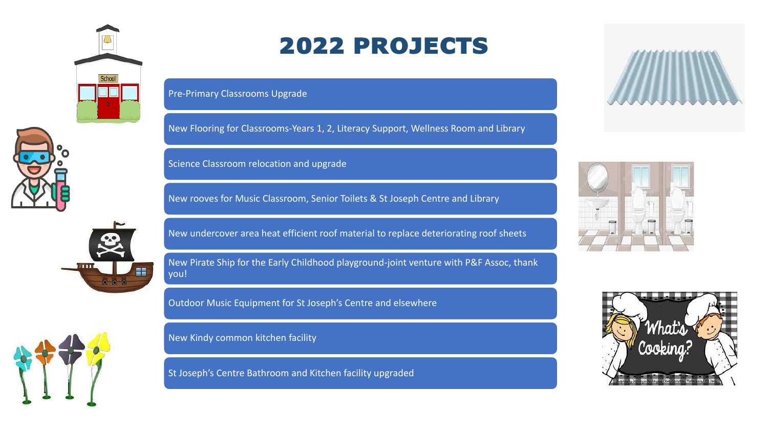# 2022 PROJECTS

- Pre-Primary Classrooms Upgrade
- New Flooring for Classrooms-Years 1, 2, Literacy Support, Wellness Room and Library
- Science Classroom relocation and upgrade
- New rooves for Music Classroom, Senior Toilets & St Joseph Centre and Library
- New undercover area heat efficient roof material to replace deteriorating roof sheets
- New Pirate Ship for the Early Childhood playground-joint venture with P&F Assoc, thank you!
- Outdoor Music Equipment for St Joseph's Centre and elsewhere
- New Kindy common kitchen facility
- St Joseph's Centre Bathroom and Kitchen facility upgraded